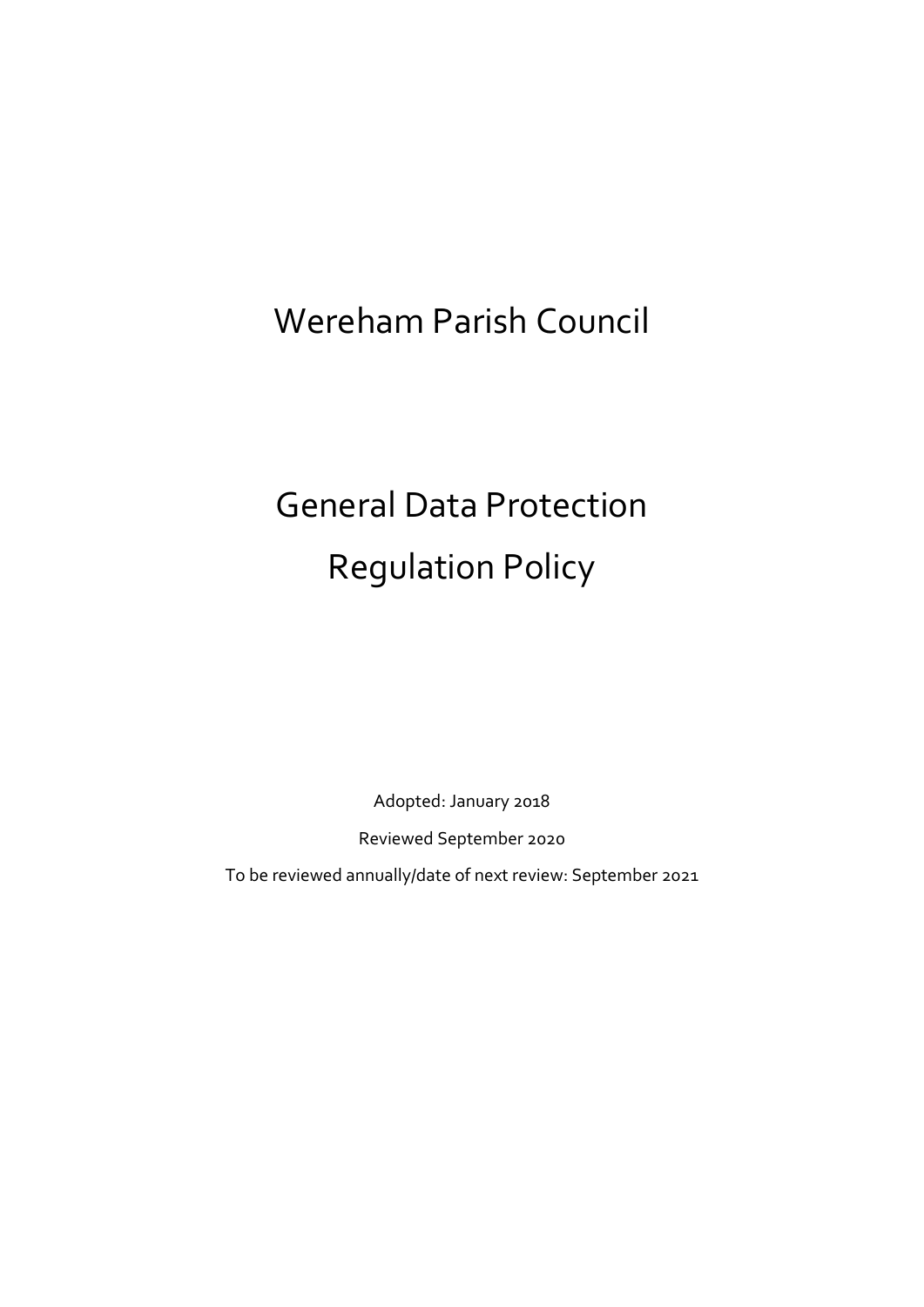# Wereham Parish Council

# General Data Protection Regulation Policy

Adopted: January 2018

Reviewed September 2020

To be reviewed annually/date of next review: September 2021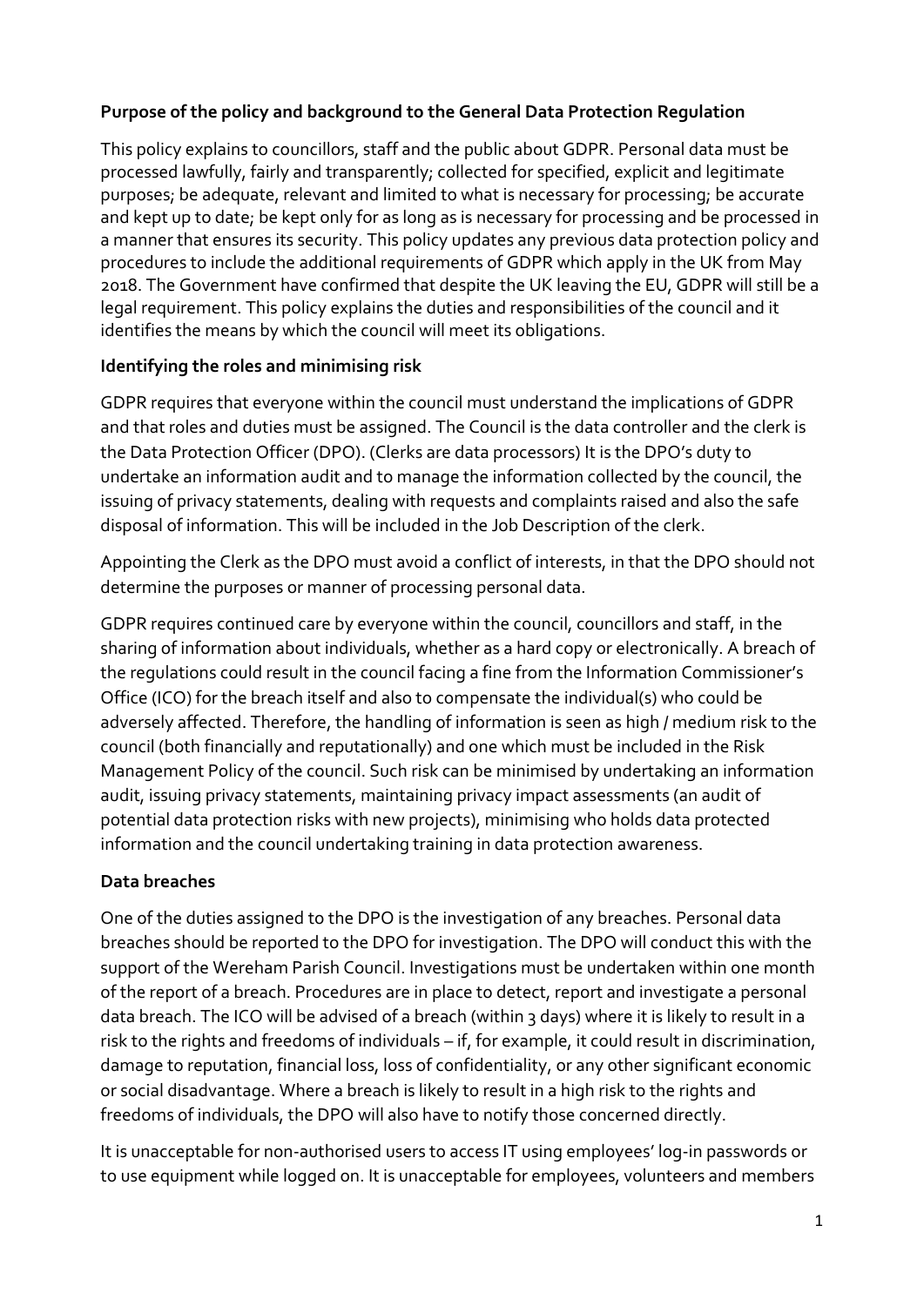**Purpose of the policy and background to the General Data Protection Regulation**

This policy explains to councillors, staff and the public about GDPR. Personal data must be processed lawfully, fairly and transparently; collected for specified, explicit and legitimate purposes; be adequate, relevant and limited to what is necessary for processing; be accurate and kept up to date; be kept only for as long as is necessary for processing and be processed in a manner that ensures its security. This policy updates any previous data protection policy and procedures to include the additional requirements of GDPR which apply in the UK from May 2018. The Government have confirmed that despite the UK leaving the EU, GDPR will still be a legal requirement. This policy explains the duties and responsibilities of the council and it identifies the means by which the council will meet its obligations.

**Identifying the roles and minimising risk**

GDPR requires that everyone within the council must understand the implications of GDPR and that roles and duties must be assigned. The Council is the data controller and the clerk is the Data Protection Officer (DPO). (Clerks are data processors) It is the DPO's duty to undertake an information audit and to manage the information collected by the council, the issuing of privacy statements, dealing with requests and complaints raised and also the safe disposal of information. This will be included in the Job Description of the clerk.

Appointing the Clerk as the DPO must avoid a conflict of interests, in that the DPO should not determine the purposes or manner of processing personal data.

GDPR requires continued care by everyone within the council, councillors and staff, in the sharing of information about individuals, whether as a hard copy or electronically. A breach of the regulations could result in the council facing a fine from the Information Commissioner's Office (ICO) for the breach itself and also to compensate the individual(s) who could be adversely affected. Therefore, the handling of information is seen as high / medium risk to the council (both financially and reputationally) and one which must be included in the Risk Management Policy of the council. Such risk can be minimised by undertaking an information audit, issuing privacy statements, maintaining privacy impact assessments (an audit of potential data protection risks with new projects), minimising who holds data protected information and the council undertaking training in data protection awareness.

**Data breaches**

One of the duties assigned to the DPO is the investigation of any breaches. Personal data breaches should be reported to the DPO for investigation. The DPO will conduct this with the support of the Wereham Parish Council. Investigations must be undertaken within one month of the report of a breach. Procedures are in place to detect, report and investigate a personal data breach. The ICO will be advised of a breach (within 3 days) where it is likely to result in a risk to the rights and freedoms of individuals – if, for example, it could result in discrimination, damage to reputation, financial loss, loss of confidentiality, or any other significant economic or social disadvantage. Where a breach is likely to result in a high risk to the rights and freedoms of individuals, the DPO will also have to notify those concerned directly.

It is unacceptable for non-authorised users to access IT using employees' log-in passwords or to use equipment while logged on. It is unacceptable for employees, volunteers and members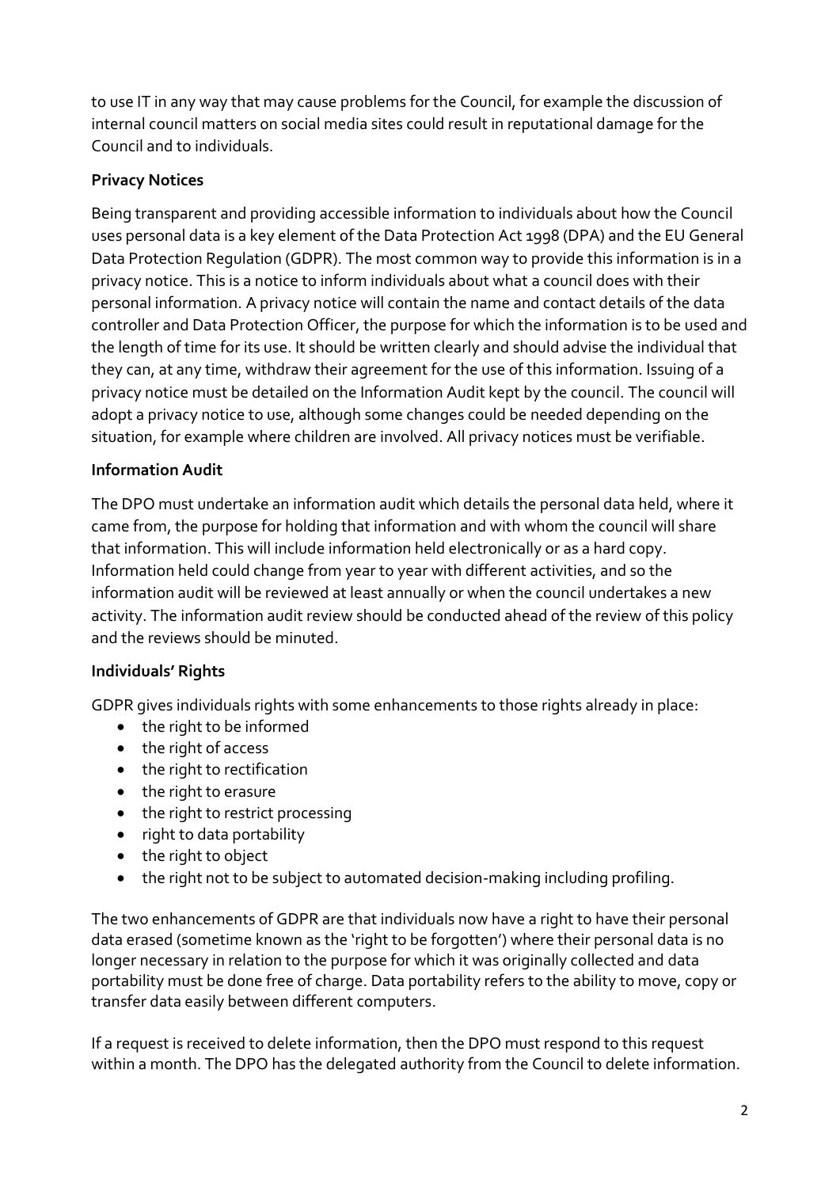to use IT in any way that may cause problems for the Council, for example the discussion of internal council matters on social media sites could result in reputational damage for the Council and to individuals.

**Privacy Notices**

Being transparent and providing accessible information to individuals about how the Council uses personal data is a key element of the Data Protection Act 1998 (DPA) and the EU General Data Protection Regulation (GDPR). The most common way to provide this information is in a privacy notice. This is a notice to inform individuals about what a council does with their personal information. A privacy notice will contain the name and contact details of the data controller and Data Protection Officer, the purpose for which the information is to be used and the length of time for its use. It should be written clearly and should advise the individual that they can, at any time, withdraw their agreement for the use of this information. Issuing of a privacy notice must be detailed on the Information Audit kept by the council. The council will adopt a privacy notice to use, although some changes could be needed depending on the situation, for example where children are involved. All privacy notices must be verifiable.

**Information Audit**

The DPO must undertake an information audit which details the personal data held, where it came from, the purpose for holding that information and with whom the council will share that information. This will include information held electronically or as a hard copy. Information held could change from year to year with different activities, and so the information audit will be reviewed at least annually or when the council undertakes a new activity. The information audit review should be conducted ahead of the review of this policy and the reviews should be minuted.

**Individuals' Rights**

GDPR gives individuals rights with some enhancements to those rights already in place:

- the right to be informed
- the right of access
- the right to rectification
- the right to erasure
- the right to restrict processing
- right to data portability
- the right to object
- the right not to be subject to automated decision-making including profiling.

The two enhancements of GDPR are that individuals now have a right to have their personal data erased (sometime known as the 'right to be forgotten') where their personal data is no longer necessary in relation to the purpose for which it was originally collected and data portability must be done free of charge. Data portability refers to the ability to move, copy or transfer data easily between different computers.

If a request is received to delete information, then the DPO must respond to this request within a month. The DPO has the delegated authority from the Council to delete information.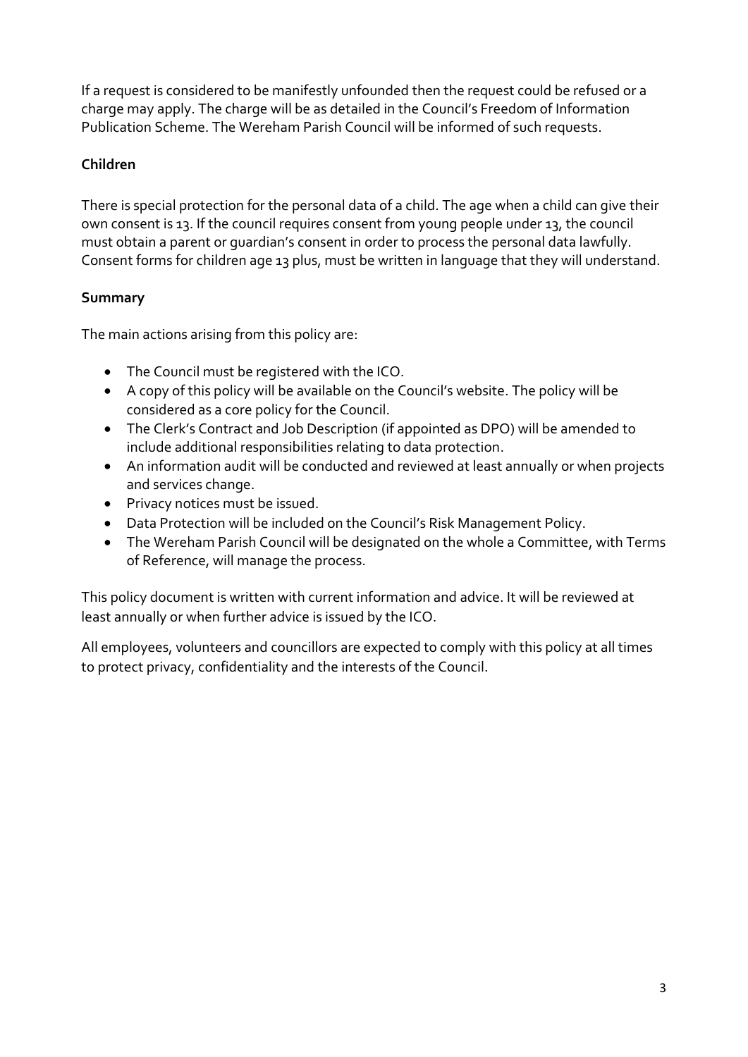If a request is considered to be manifestly unfounded then the request could be refused or a charge may apply. The charge will be as detailed in the Council's Freedom of Information Publication Scheme. The Wereham Parish Council will be informed of such requests.

**Children**

There is special protection for the personal data of a child. The age when a child can give their own consent is 13. If the council requires consent from young people under 13, the council must obtain a parent or guardian's consent in order to process the personal data lawfully. Consent forms for children age 13 plus, must be written in language that they will understand.

**Summary**

The main actions arising from this policy are:

- The Council must be registered with the ICO.
- A copy of this policy will be available on the Council's website. The policy will be considered as a core policy for the Council.
- The Clerk's Contract and Job Description (if appointed as DPO) will be amended to include additional responsibilities relating to data protection.
- An information audit will be conducted and reviewed at least annually or when projects and services change.
- Privacy notices must be issued.
- Data Protection will be included on the Council's Risk Management Policy.
- The Wereham Parish Council will be designated on the whole a Committee, with Terms of Reference, will manage the process.

This policy document is written with current information and advice. It will be reviewed at least annually or when further advice is issued by the ICO.

All employees, volunteers and councillors are expected to comply with this policy at all times to protect privacy, confidentiality and the interests of the Council.